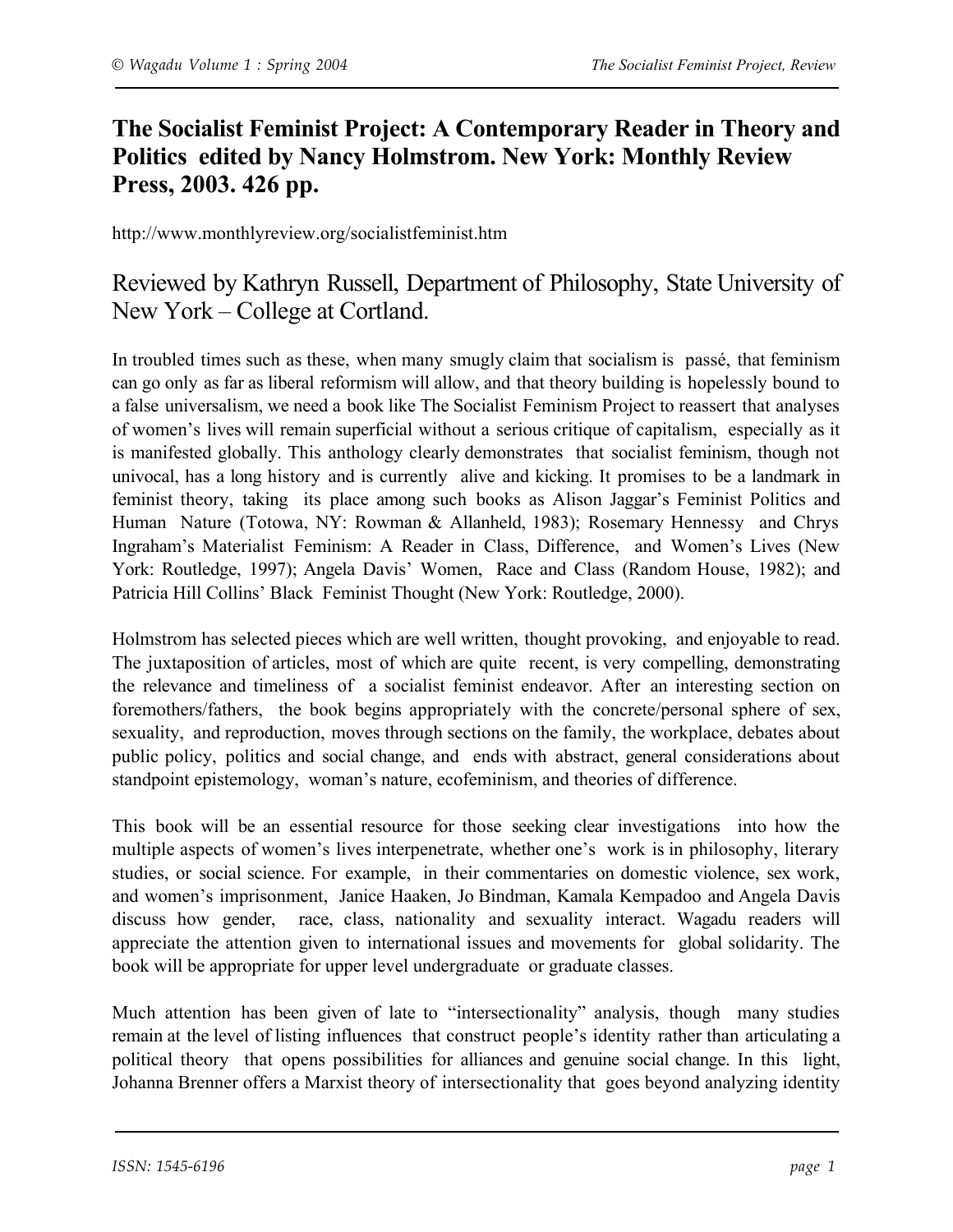# The Socialist Feminist Project: A Contemporary Reader in Theory and Politics edited by Nancy Holmstrom. New York: Monthly Review Press, 2003. 426 pp.

http://www.monthlyreview.org/socialistfeminist.htm

## Reviewed by Kathryn Russell, Department of Philosophy, State University of New York – College at Cortland.

In troubled times such as these, when many smugly claim that socialism is passé, that feminism can go only as far as liberal reformism will allow, and that theory building is hopelessly bound to a false universalism, we need a book like The Socialist Feminism Project to reassert that analyses of women's lives will remain superficial without a serious critique of capitalism, especially as it is manifested globally. This anthology clearly demonstrates that socialist feminism, though not univocal, has a long history and is currently alive and kicking. It promises to be a landmark in feminist theory, taking its place among such books as Alison Jaggar's Feminist Politics and Human Nature (Totowa, NY: Rowman & Allanheld, 1983); Rosemary Hennessy and Chrys Ingraham's Materialist Feminism: A Reader in Class, Difference, and Women's Lives (New York: Routledge, 1997); Angela Davis' Women, Race and Class (Random House, 1982); and Patricia Hill Collins' Black Feminist Thought (New York: Routledge, 2000).

Holmstrom has selected pieces which are well written, thought provoking, and enjoyable to read. The juxtaposition of articles, most of which are quite recent, is very compelling, demonstrating the relevance and timeliness of a socialist feminist endeavor. After an interesting section on foremothers/fathers, the book begins appropriately with the concrete/personal sphere of sex, sexuality, and reproduction, moves through sections on the family, the workplace, debates about public policy, politics and social change, and ends with abstract, general considerations about standpoint epistemology, woman's nature, ecofeminism, and theories of difference.

This book will be an essential resource for those seeking clear investigations into how the multiple aspects of women's lives interpenetrate, whether one's work is in philosophy, literary studies, or social science. For example, in their commentaries on domestic violence, sex work, and women's imprisonment, Janice Haaken, Jo Bindman, Kamala Kempadoo and Angela Davis discuss how gender, race, class, nationality and sexuality interact. Wagadu readers will appreciate the attention given to international issues and movements for global solidarity. The book will be appropriate for upper level undergraduate or graduate classes.

Much attention has been given of late to "intersectionality" analysis, though many studies remain at the level of listing influences that construct people's identity rather than articulating a political theory that opens possibilities for alliances and genuine social change. In this light, Johanna Brenner offers a Marxist theory of intersectionality that goes beyond analyzing identity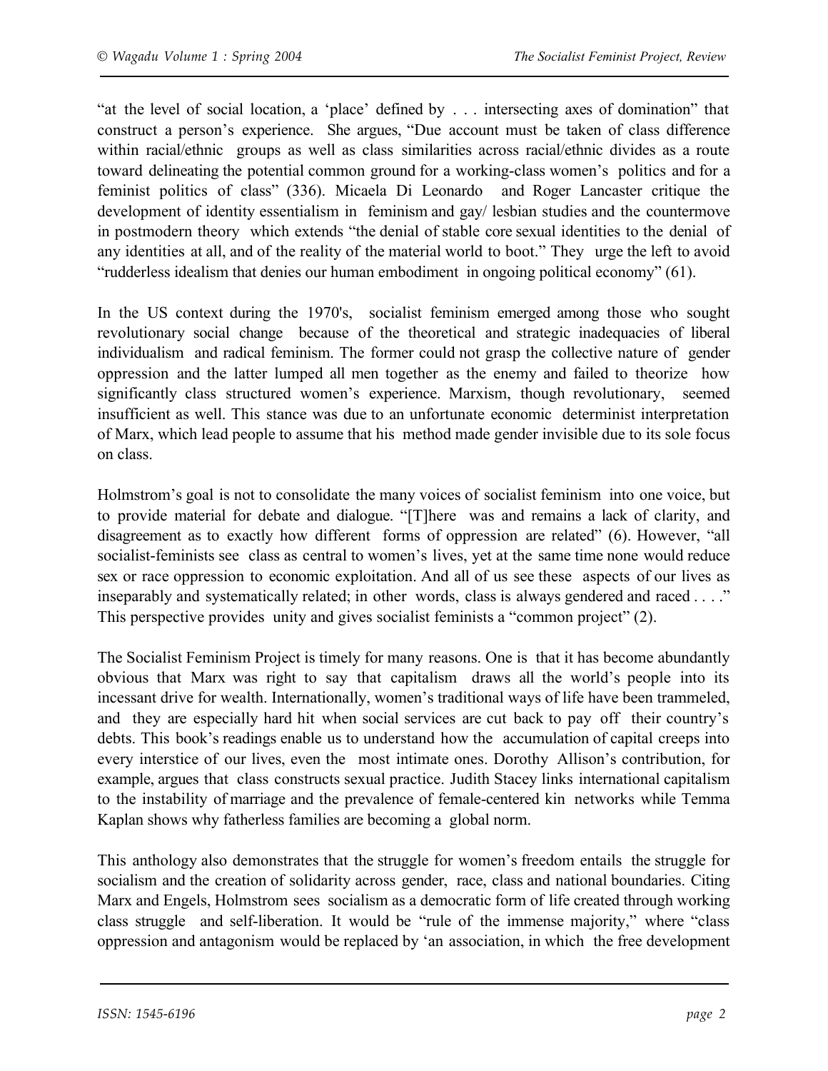"at the level of social location, a 'place' defined by . . . intersecting axes of domination" that construct a person's experience. She argues, "Due account must be taken of class difference within racial/ethnic groups as well as class similarities across racial/ethnic divides as a route toward delineating the potential common ground for a working-class women's politics and for a feminist politics of class" (336). Micaela Di Leonardo and Roger Lancaster critique the development of identity essentialism in feminism and gay/ lesbian studies and the countermove in postmodern theory which extends "the denial of stable core sexual identities to the denial of any identities at all, and of the reality of the material world to boot." They urge the left to avoid "rudderless idealism that denies our human embodiment in ongoing political economy" (61).

In the US context during the 1970's, socialist feminism emerged among those who sought revolutionary social change because of the theoretical and strategic inadequacies of liberal individualism and radical feminism. The former could not grasp the collective nature of gender oppression and the latter lumped all men together as the enemy and failed to theorize how significantly class structured women's experience. Marxism, though revolutionary, seemed insufficient as well. This stance was due to an unfortunate economic determinist interpretation of Marx, which lead people to assume that his method made gender invisible due to its sole focus on class.

Holmstrom's goal is not to consolidate the many voices of socialist feminism into one voice, but to provide material for debate and dialogue. "[T]here was and remains a lack of clarity, and disagreement as to exactly how different forms of oppression are related" (6). However, "all socialist-feminists see class as central to women's lives, yet at the same time none would reduce sex or race oppression to economic exploitation. And all of us see these aspects of our lives as inseparably and systematically related; in other words, class is always gendered and raced . . . ." This perspective provides unity and gives socialist feminists a "common project" (2).

The Socialist Feminism Project is timely for many reasons. One is that it has become abundantly obvious that Marx was right to say that capitalism draws all the world's people into its incessant drive for wealth. Internationally, women's traditional ways of life have been trammeled, and they are especially hard hit when social services are cut back to pay off their country's debts. This book's readings enable us to understand how the accumulation of capital creeps into every interstice of our lives, even the most intimate ones. Dorothy Allison's contribution, for example, argues that class constructs sexual practice. Judith Stacey links international capitalism to the instability of marriage and the prevalence of female-centered kin networks while Temma Kaplan shows why fatherless families are becoming a global norm.

This anthology also demonstrates that the struggle for women's freedom entails the struggle for socialism and the creation of solidarity across gender, race, class and national boundaries. Citing Marx and Engels, Holmstrom sees socialism as a democratic form of life created through working class struggle and self-liberation. It would be "rule of the immense majority," where "class oppression and antagonism would be replaced by 'an association, in which the free development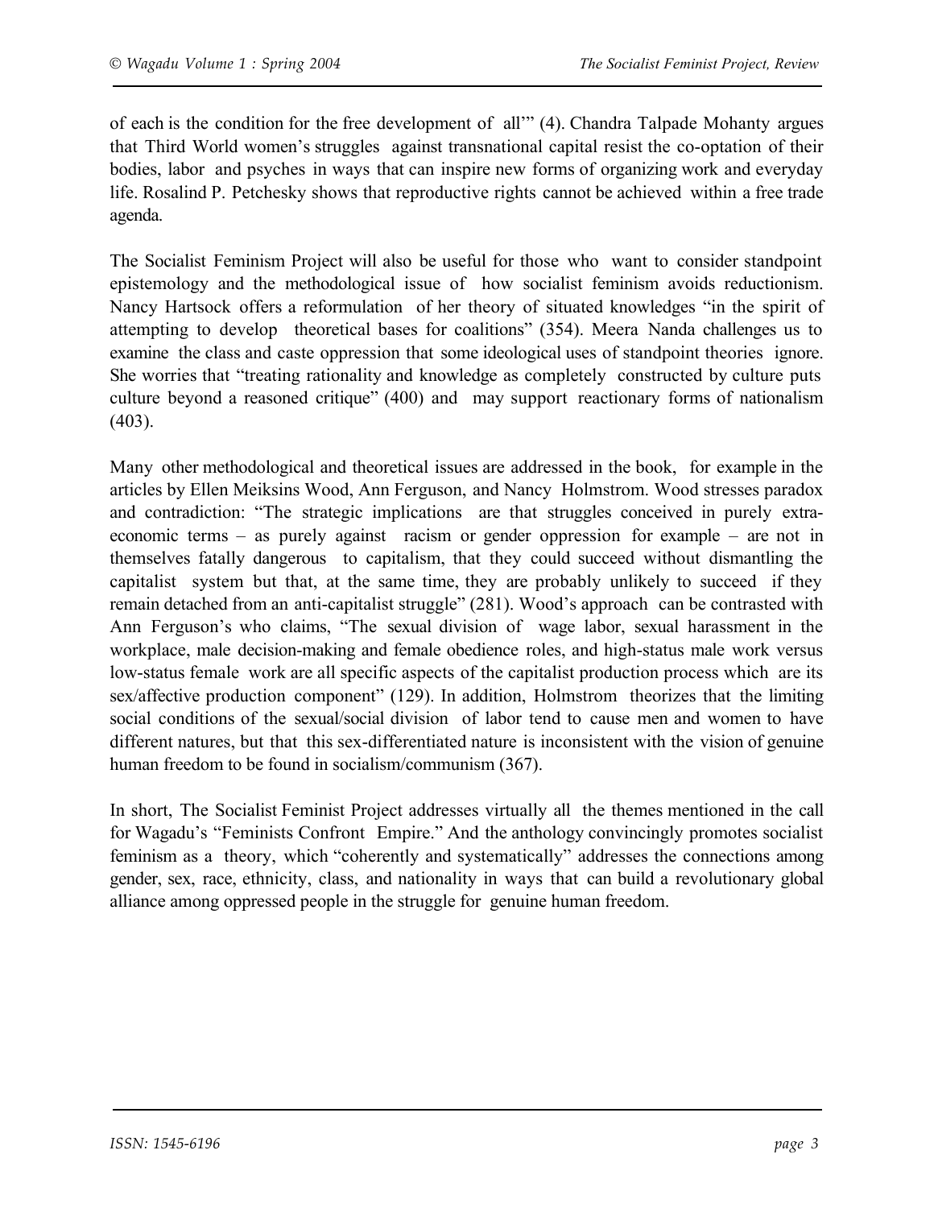of each is the condition for the free development of all'" (4). Chandra Talpade Mohanty argues that Third World women's struggles against transnational capital resist the co-optation of their bodies, labor and psyches in ways that can inspire new forms of organizing work and everyday life. Rosalind P. Petchesky shows that reproductive rights cannot be achieved within a free trade agenda.

The Socialist Feminism Project will also be useful for those who want to consider standpoint epistemology and the methodological issue of how socialist feminism avoids reductionism. Nancy Hartsock offers a reformulation of her theory of situated knowledges "in the spirit of attempting to develop theoretical bases for coalitions" (354). Meera Nanda challenges us to examine the class and caste oppression that some ideological uses of standpoint theories ignore. She worries that "treating rationality and knowledge as completely constructed by culture puts culture beyond a reasoned critique" (400) and may support reactionary forms of nationalism (403).

Many other methodological and theoretical issues are addressed in the book, for example in the articles by Ellen Meiksins Wood, Ann Ferguson, and Nancy Holmstrom. Wood stresses paradox and contradiction: "The strategic implications are that struggles conceived in purely extra-economic terms – as purely against racism or gender oppression for example – are not in themselves fatally dangerous to capitalism, that they could succeed without dismantling the capitalist system but that, at the same time, they are probably unlikely to succeed if they remain detached from an anti-capitalist struggle" (281). Wood's approach can be contrasted with Ann Ferguson's who claims, "The sexual division of wage labor, sexual harassment in the workplace, male decision-making and female obedience roles, and high-status male work versus low-status female work are all specific aspects of the capitalist production process which are its sex/affective production component" (129). In addition, Holmstrom theorizes that the limiting social conditions of the sexual/social division of labor tend to cause men and women to have different natures, but that this sex-differentiated nature is inconsistent with the vision of genuine human freedom to be found in socialism/communism (367).

In short, The Socialist Feminist Project addresses virtually all the themes mentioned in the call for Wagadu's "Feminists Confront Empire." And the anthology convincingly promotes socialist feminism as a theory, which "coherently and systematically" addresses the connections among gender, sex, race, ethnicity, class, and nationality in ways that can build a revolutionary global alliance among oppressed people in the struggle for genuine human freedom.